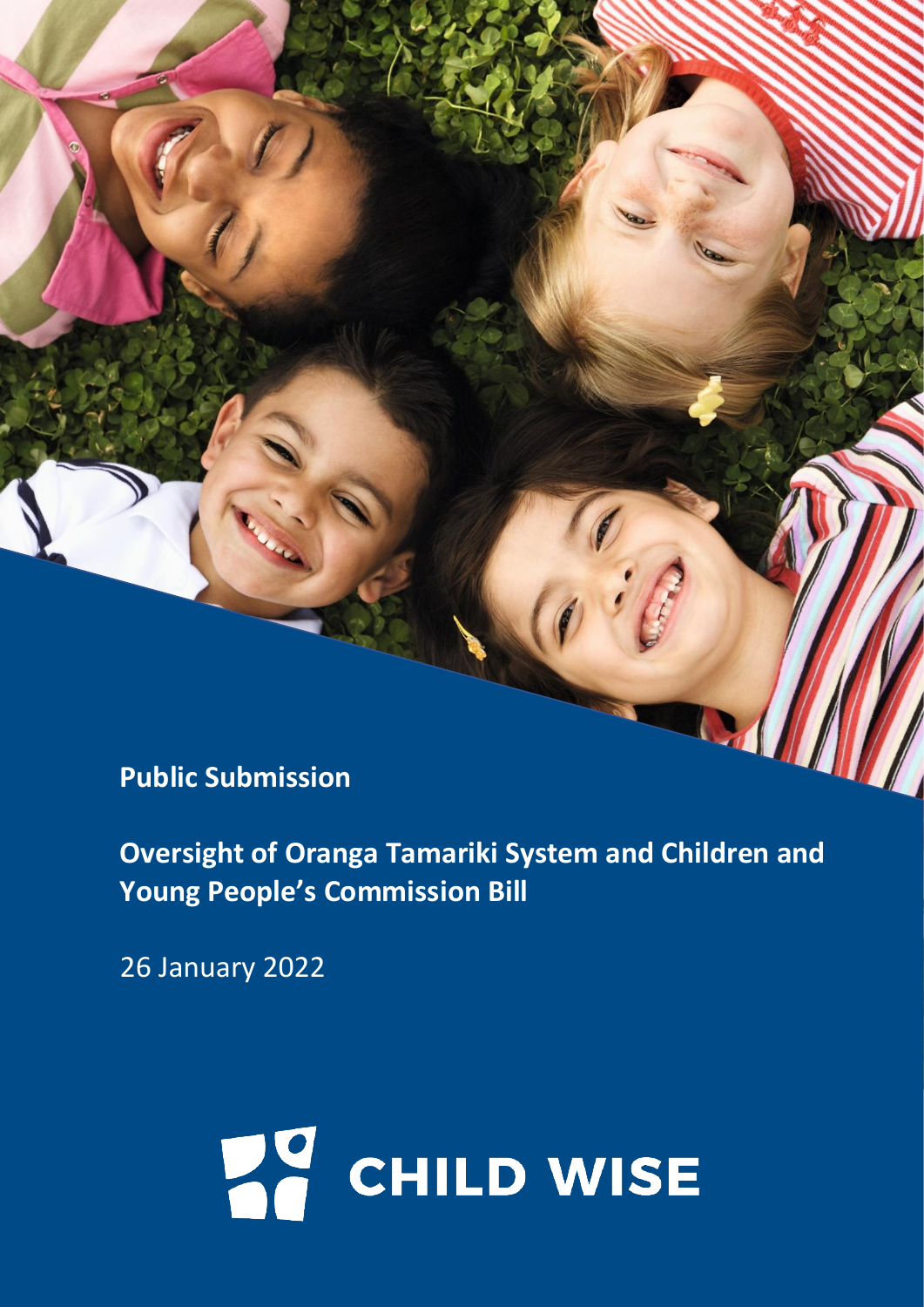**Public Submission**

**Oversight of Oranga Tamariki System and Children and Young People's Commission Bill**

26 January 2022

CHILD WISE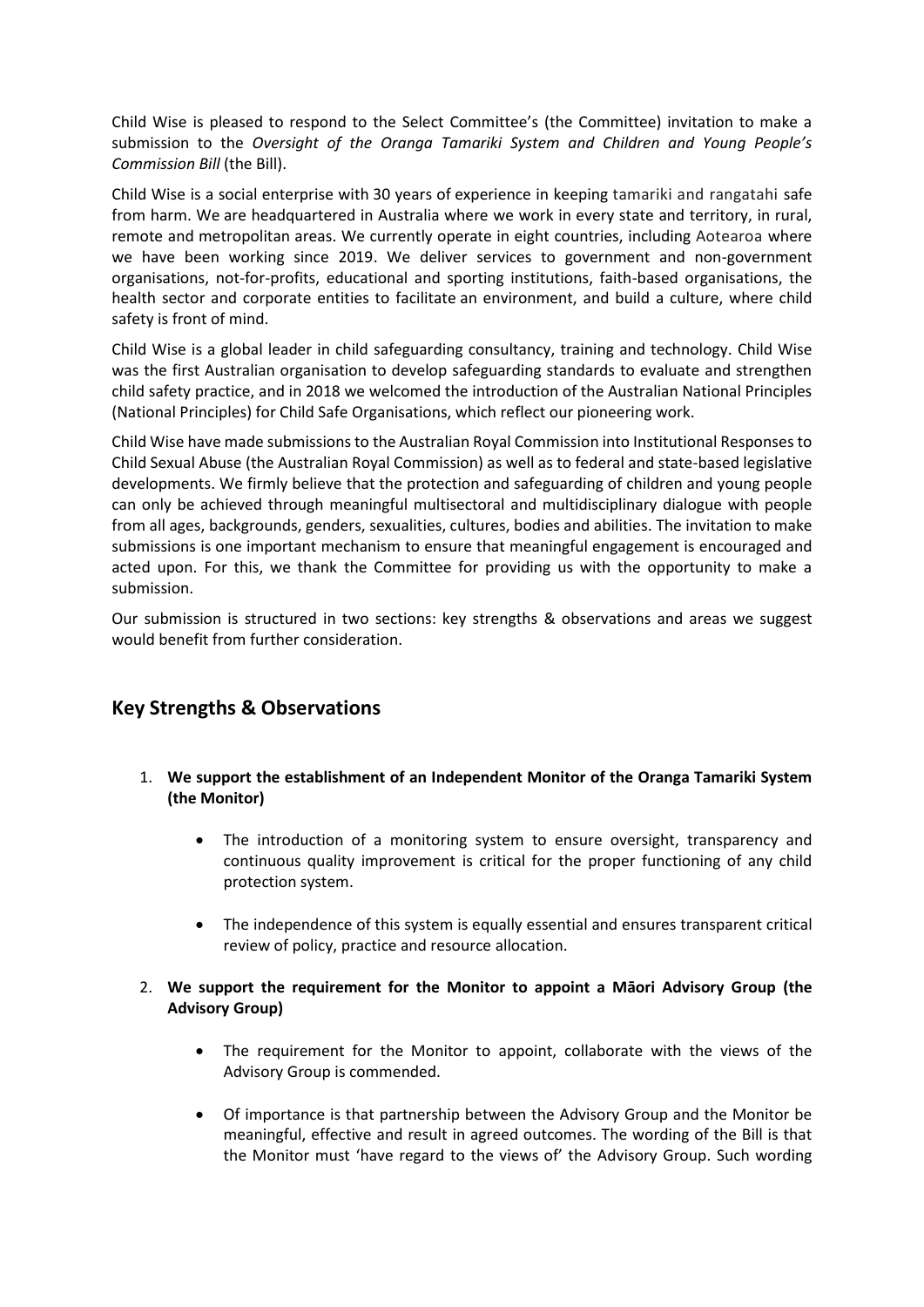Child Wise is pleased to respond to the Select Committee's (the Committee) invitation to make a submission to the *Oversight of the Oranga Tamariki System and Children and Young People's Commission Bill* (the Bill).

Child Wise is a social enterprise with 30 years of experience in keeping tamariki and rangatahi safe from harm. We are headquartered in Australia where we work in every state and territory, in rural, remote and metropolitan areas. We currently operate in eight countries, including Aotearoa where we have been working since 2019. We deliver services to government and non-government organisations, not-for-profits, educational and sporting institutions, faith-based organisations, the health sector and corporate entities to facilitate an environment, and build a culture, where child safety is front of mind.

Child Wise is a global leader in child safeguarding consultancy, training and technology. Child Wise was the first Australian organisation to develop safeguarding standards to evaluate and strengthen child safety practice, and in 2018 we welcomed the introduction of the Australian National Principles (National Principles) for Child Safe Organisations, which reflect our pioneering work.

Child Wise have made submissions to the Australian Royal Commission into Institutional Responses to Child Sexual Abuse (the Australian Royal Commission) as well as to federal and state-based legislative developments. We firmly believe that the protection and safeguarding of children and young people can only be achieved through meaningful multisectoral and multidisciplinary dialogue with people from all ages, backgrounds, genders, sexualities, cultures, bodies and abilities. The invitation to make submissions is one important mechanism to ensure that meaningful engagement is encouraged and acted upon. For this, we thank the Committee for providing us with the opportunity to make a submission.

Our submission is structured in two sections: key strengths & observations and areas we suggest would benefit from further consideration.

## Key Strengths & Observations

1. **We support the establishment of an Independent Monitor of the Oranga Tamariki System (the Monitor)**

    - The introduction of a monitoring system to ensure oversight, transparency and continuous quality improvement is critical for the proper functioning of any child protection system.

    - The independence of this system is equally essential and ensures transparent critical review of policy, practice and resource allocation.

2. **We support the requirement for the Monitor to appoint a Māori Advisory Group (the Advisory Group)**

    - The requirement for the Monitor to appoint, collaborate with the views of the Advisory Group is commended.

    - Of importance is that partnership between the Advisory Group and the Monitor be meaningful, effective and result in agreed outcomes. The wording of the Bill is that the Monitor must 'have regard to the views of' the Advisory Group. Such wording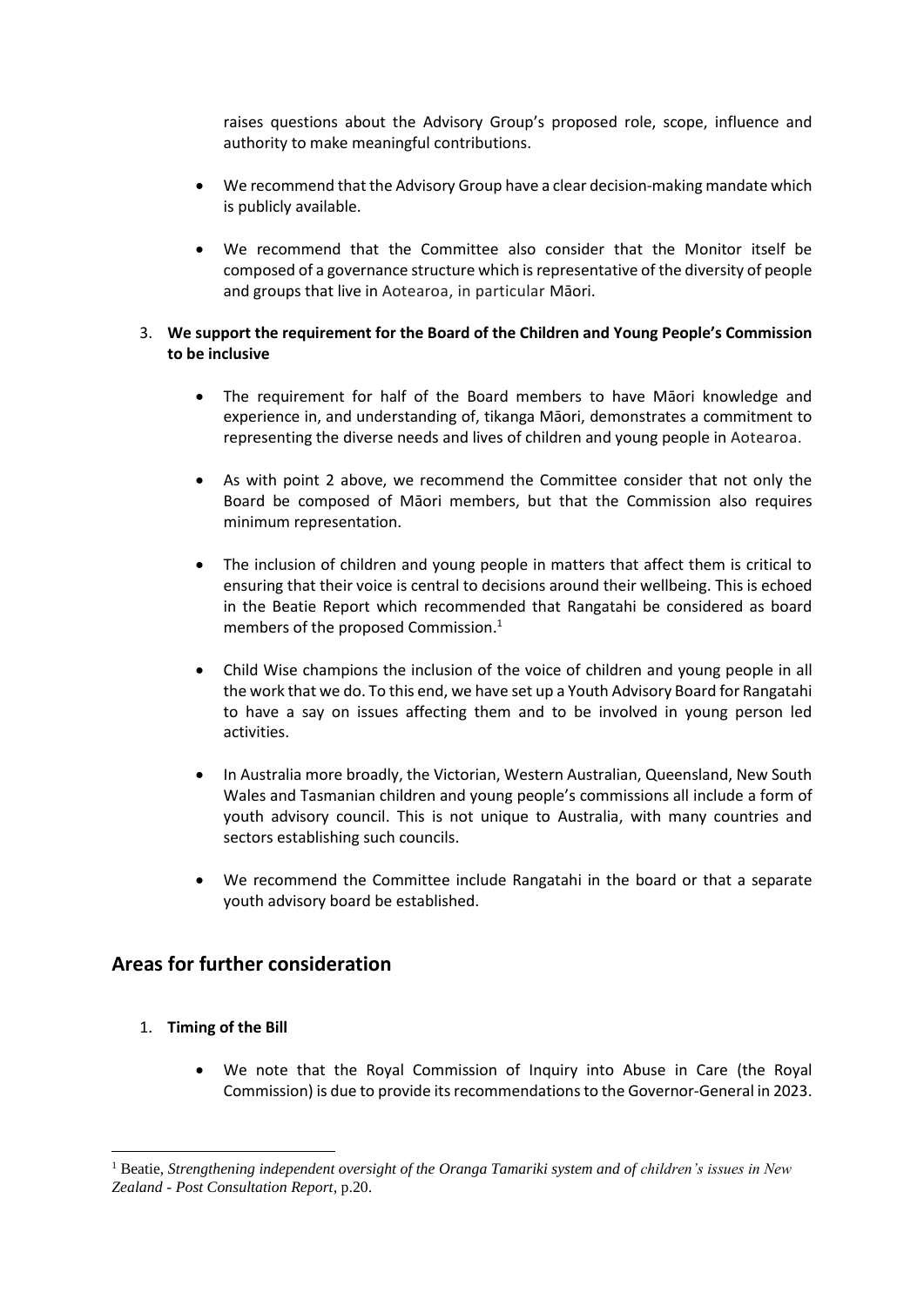raises questions about the Advisory Group's proposed role, scope, influence and authority to make meaningful contributions.

- We recommend that the Advisory Group have a clear decision-making mandate which is publicly available.
- We recommend that the Committee also consider that the Monitor itself be composed of a governance structure which is representative of the diversity of people and groups that live in Aotearoa, in particular Māori.

3. **We support the requirement for the Board of the Children and Young People's Commission to be inclusive**

   - The requirement for half of the Board members to have Māori knowledge and experience in, and understanding of, tikanga Māori, demonstrates a commitment to representing the diverse needs and lives of children and young people in Aotearoa.
   - As with point 2 above, we recommend the Committee consider that not only the Board be composed of Māori members, but that the Commission also requires minimum representation.
   - The inclusion of children and young people in matters that affect them is critical to ensuring that their voice is central to decisions around their wellbeing. This is echoed in the Beatie Report which recommended that Rangatahi be considered as board members of the proposed Commission.[1]
   - Child Wise champions the inclusion of the voice of children and young people in all the work that we do. To this end, we have set up a Youth Advisory Board for Rangatahi to have a say on issues affecting them and to be involved in young person led activities.
   - In Australia more broadly, the Victorian, Western Australian, Queensland, New South Wales and Tasmanian children and young people's commissions all include a form of youth advisory council. This is not unique to Australia, with many countries and sectors establishing such councils.
   - We recommend the Committee include Rangatahi in the board or that a separate youth advisory board be established.

## Areas for further consideration

1. **Timing of the Bill**

   - We note that the Royal Commission of Inquiry into Abuse in Care (the Royal Commission) is due to provide its recommendations to the Governor-General in 2023.

---

[1] Beatie, *Strengthening independent oversight of the Oranga Tamariki system and of children's issues in New Zealand - Post Consultation Report*, p.20.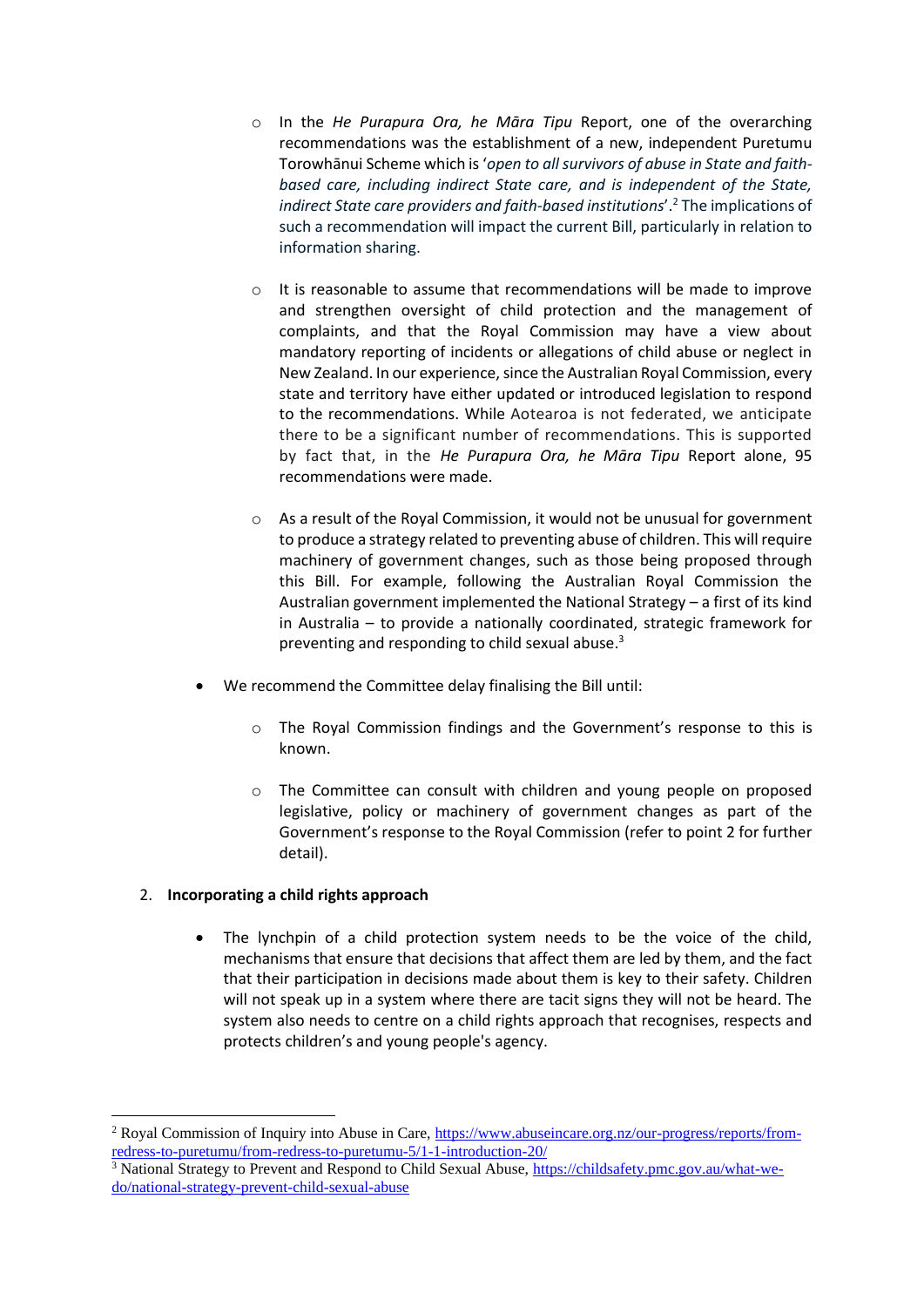- In the *He Purapura Ora, he Māra Tipu* Report, one of the overarching recommendations was the establishment of a new, independent Puretumu Torowhānui Scheme which is '*open to all survivors of abuse in State and faith-based care, including indirect State care, and is independent of the State, indirect State care providers and faith-based institutions*'.[2] The implications of such a recommendation will impact the current Bill, particularly in relation to information sharing.

- It is reasonable to assume that recommendations will be made to improve and strengthen oversight of child protection and the management of complaints, and that the Royal Commission may have a view about mandatory reporting of incidents or allegations of child abuse or neglect in New Zealand. In our experience, since the Australian Royal Commission, every state and territory have either updated or introduced legislation to respond to the recommendations. While Aotearoa is not federated, we anticipate there to be a significant number of recommendations. This is supported by fact that, in the *He Purapura Ora, he Māra Tipu* Report alone, 95 recommendations were made.

- As a result of the Royal Commission, it would not be unusual for government to produce a strategy related to preventing abuse of children. This will require machinery of government changes, such as those being proposed through this Bill. For example, following the Australian Royal Commission the Australian government implemented the National Strategy – a first of its kind in Australia – to provide a nationally coordinated, strategic framework for preventing and responding to child sexual abuse.[3]

- We recommend the Committee delay finalising the Bill until:
  - The Royal Commission findings and the Government's response to this is known.
  - The Committee can consult with children and young people on proposed legislative, policy or machinery of government changes as part of the Government's response to the Royal Commission (refer to point 2 for further detail).

2. **Incorporating a child rights approach**

- The lynchpin of a child protection system needs to be the voice of the child, mechanisms that ensure that decisions that affect them are led by them, and the fact that their participation in decisions made about them is key to their safety. Children will not speak up in a system where there are tacit signs they will not be heard. The system also needs to centre on a child rights approach that recognises, respects and protects children's and young people's agency.

---

[2] Royal Commission of Inquiry into Abuse in Care, https://www.abuseincare.org.nz/our-progress/reports/from-redress-to-puretumu/from-redress-to-puretumu-5/1-1-introduction-20/

[3] National Strategy to Prevent and Respond to Child Sexual Abuse, https://childsafety.pmc.gov.au/what-we-do/national-strategy-prevent-child-sexual-abuse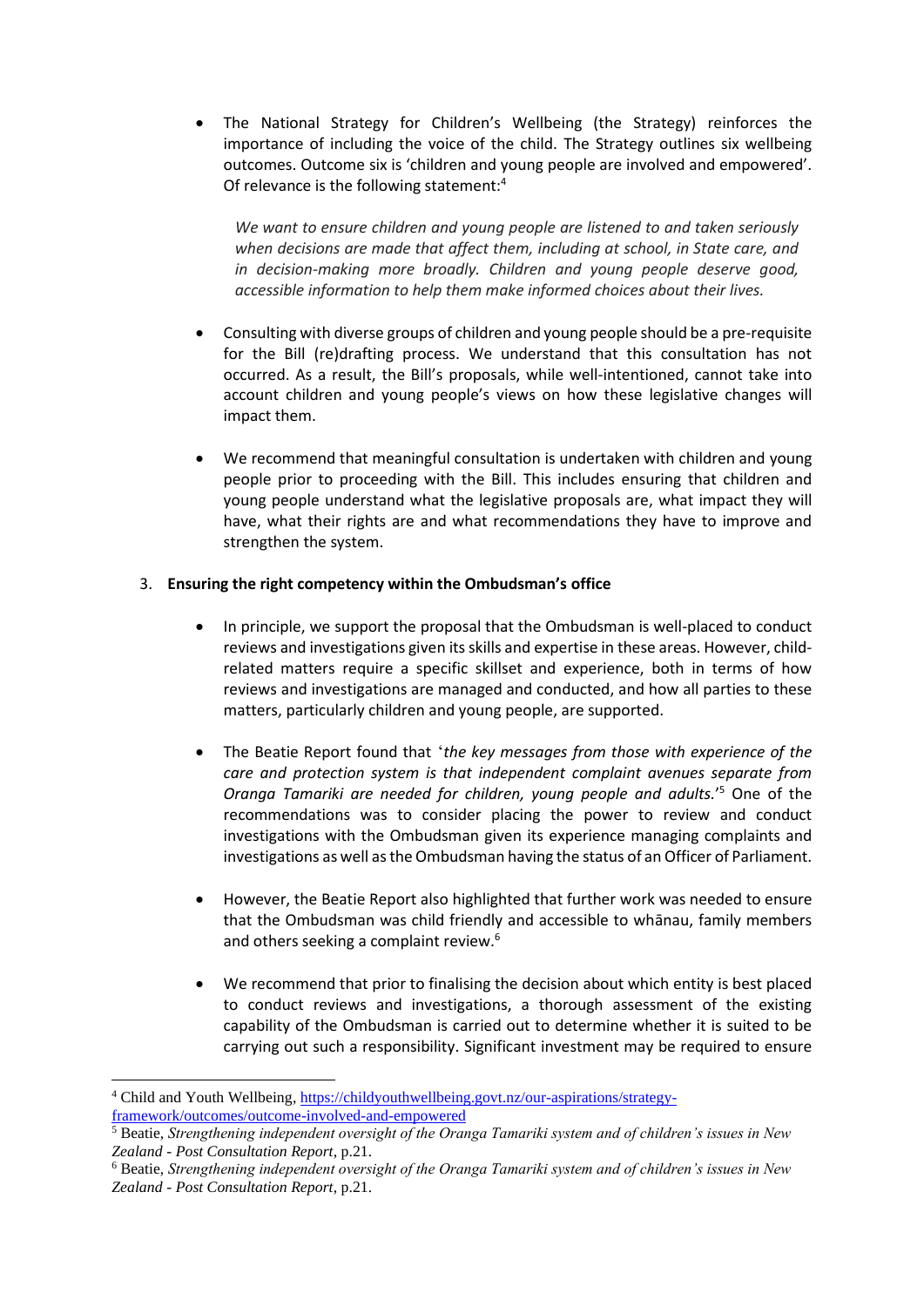- The National Strategy for Children's Wellbeing (the Strategy) reinforces the importance of including the voice of the child. The Strategy outlines six wellbeing outcomes. Outcome six is 'children and young people are involved and empowered'. Of relevance is the following statement:[4]

  *We want to ensure children and young people are listened to and taken seriously when decisions are made that affect them, including at school, in State care, and in decision-making more broadly. Children and young people deserve good, accessible information to help them make informed choices about their lives.*

- Consulting with diverse groups of children and young people should be a pre-requisite for the Bill (re)drafting process. We understand that this consultation has not occurred. As a result, the Bill's proposals, while well-intentioned, cannot take into account children and young people's views on how these legislative changes will impact them.

- We recommend that meaningful consultation is undertaken with children and young people prior to proceeding with the Bill. This includes ensuring that children and young people understand what the legislative proposals are, what impact they will have, what their rights are and what recommendations they have to improve and strengthen the system.

3. **Ensuring the right competency within the Ombudsman's office**

   - In principle, we support the proposal that the Ombudsman is well-placed to conduct reviews and investigations given its skills and expertise in these areas. However, child-related matters require a specific skillset and experience, both in terms of how reviews and investigations are managed and conducted, and how all parties to these matters, particularly children and young people, are supported.

   - The Beatie Report found that '*the key messages from those with experience of the care and protection system is that independent complaint avenues separate from Oranga Tamariki are needed for children, young people and adults.*'[5] One of the recommendations was to consider placing the power to review and conduct investigations with the Ombudsman given its experience managing complaints and investigations as well as the Ombudsman having the status of an Officer of Parliament.

   - However, the Beatie Report also highlighted that further work was needed to ensure that the Ombudsman was child friendly and accessible to whānau, family members and others seeking a complaint review.[6]

   - We recommend that prior to finalising the decision about which entity is best placed to conduct reviews and investigations, a thorough assessment of the existing capability of the Ombudsman is carried out to determine whether it is suited to be carrying out such a responsibility. Significant investment may be required to ensure

---

[4] Child and Youth Wellbeing, https://childyouthwellbeing.govt.nz/our-aspirations/strategy-framework/outcomes/outcome-involved-and-empowered

[5] Beatie, *Strengthening independent oversight of the Oranga Tamariki system and of children's issues in New Zealand - Post Consultation Report*, p.21.

[6] Beatie, *Strengthening independent oversight of the Oranga Tamariki system and of children's issues in New Zealand - Post Consultation Report*, p.21.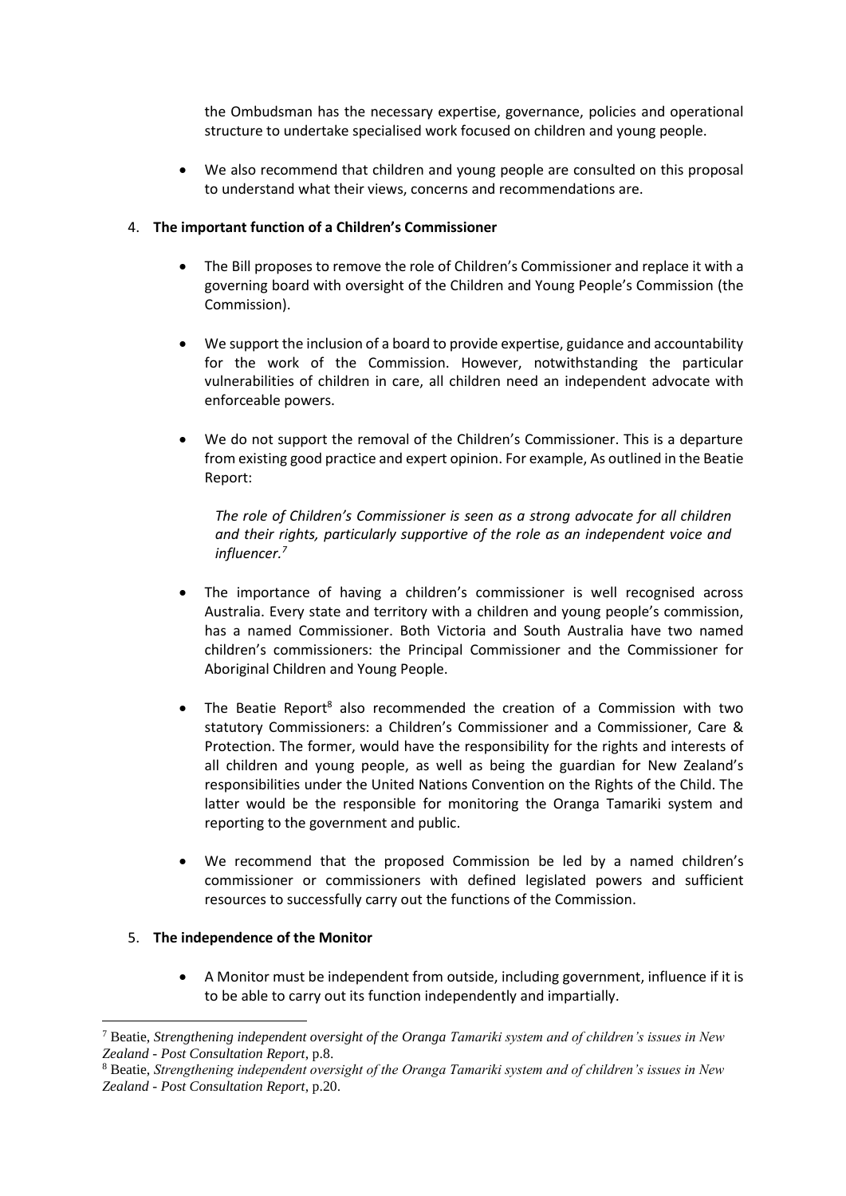the Ombudsman has the necessary expertise, governance, policies and operational structure to undertake specialised work focused on children and young people.

- We also recommend that children and young people are consulted on this proposal to understand what their views, concerns and recommendations are.

4. **The important function of a Children's Commissioner**

- The Bill proposes to remove the role of Children's Commissioner and replace it with a governing board with oversight of the Children and Young People's Commission (the Commission).

- We support the inclusion of a board to provide expertise, guidance and accountability for the work of the Commission. However, notwithstanding the particular vulnerabilities of children in care, all children need an independent advocate with enforceable powers.

- We do not support the removal of the Children's Commissioner. This is a departure from existing good practice and expert opinion. For example, As outlined in the Beatie Report:

  *The role of Children's Commissioner is seen as a strong advocate for all children and their rights, particularly supportive of the role as an independent voice and influencer.*[7]

- The importance of having a children's commissioner is well recognised across Australia. Every state and territory with a children and young people's commission, has a named Commissioner. Both Victoria and South Australia have two named children's commissioners: the Principal Commissioner and the Commissioner for Aboriginal Children and Young People.

- The Beatie Report[8] also recommended the creation of a Commission with two statutory Commissioners: a Children's Commissioner and a Commissioner, Care & Protection. The former, would have the responsibility for the rights and interests of all children and young people, as well as being the guardian for New Zealand's responsibilities under the United Nations Convention on the Rights of the Child. The latter would be the responsible for monitoring the Oranga Tamariki system and reporting to the government and public.

- We recommend that the proposed Commission be led by a named children's commissioner or commissioners with defined legislated powers and sufficient resources to successfully carry out the functions of the Commission.

5. **The independence of the Monitor**

- A Monitor must be independent from outside, including government, influence if it is to be able to carry out its function independently and impartially.

---

[7] Beatie, *Strengthening independent oversight of the Oranga Tamariki system and of children's issues in New Zealand - Post Consultation Report*, p.8.

[8] Beatie, *Strengthening independent oversight of the Oranga Tamariki system and of children's issues in New Zealand - Post Consultation Report*, p.20.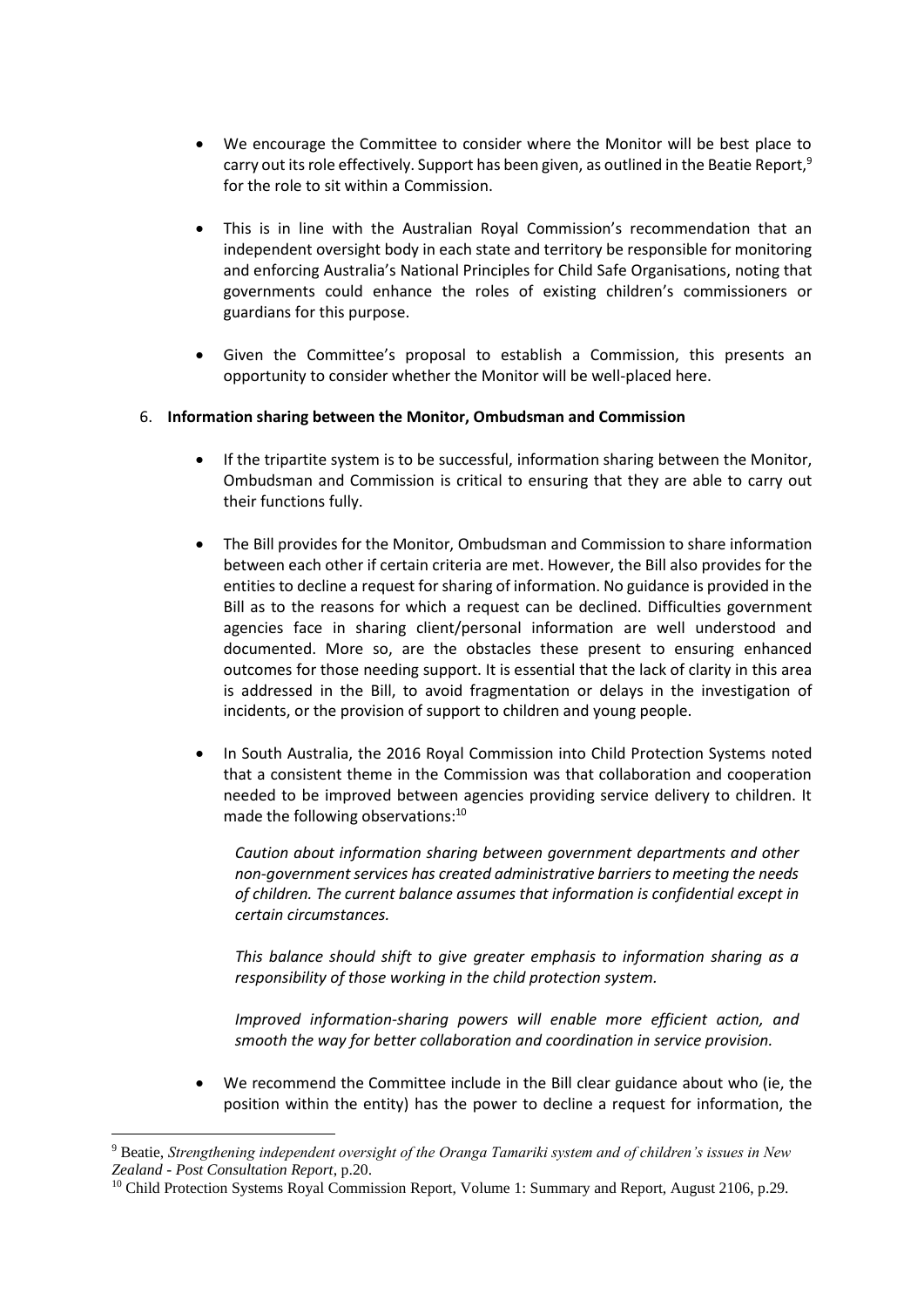- We encourage the Committee to consider where the Monitor will be best place to carry out its role effectively. Support has been given, as outlined in the Beatie Report,[9] for the role to sit within a Commission.

- This is in line with the Australian Royal Commission's recommendation that an independent oversight body in each state and territory be responsible for monitoring and enforcing Australia's National Principles for Child Safe Organisations, noting that governments could enhance the roles of existing children's commissioners or guardians for this purpose.

- Given the Committee's proposal to establish a Commission, this presents an opportunity to consider whether the Monitor will be well-placed here.

6. **Information sharing between the Monitor, Ombudsman and Commission**

- If the tripartite system is to be successful, information sharing between the Monitor, Ombudsman and Commission is critical to ensuring that they are able to carry out their functions fully.

- The Bill provides for the Monitor, Ombudsman and Commission to share information between each other if certain criteria are met. However, the Bill also provides for the entities to decline a request for sharing of information. No guidance is provided in the Bill as to the reasons for which a request can be declined. Difficulties government agencies face in sharing client/personal information are well understood and documented. More so, are the obstacles these present to ensuring enhanced outcomes for those needing support. It is essential that the lack of clarity in this area is addressed in the Bill, to avoid fragmentation or delays in the investigation of incidents, or the provision of support to children and young people.

- In South Australia, the 2016 Royal Commission into Child Protection Systems noted that a consistent theme in the Commission was that collaboration and cooperation needed to be improved between agencies providing service delivery to children. It made the following observations:[10]

  *Caution about information sharing between government departments and other non-government services has created administrative barriers to meeting the needs of children. The current balance assumes that information is confidential except in certain circumstances.*

  *This balance should shift to give greater emphasis to information sharing as a responsibility of those working in the child protection system.*

  *Improved information-sharing powers will enable more efficient action, and smooth the way for better collaboration and coordination in service provision.*

- We recommend the Committee include in the Bill clear guidance about who (ie, the position within the entity) has the power to decline a request for information, the

---

[9] Beatie, *Strengthening independent oversight of the Oranga Tamariki system and of children's issues in New Zealand - Post Consultation Report*, p.20.

[10] Child Protection Systems Royal Commission Report, Volume 1: Summary and Report, August 2106, p.29.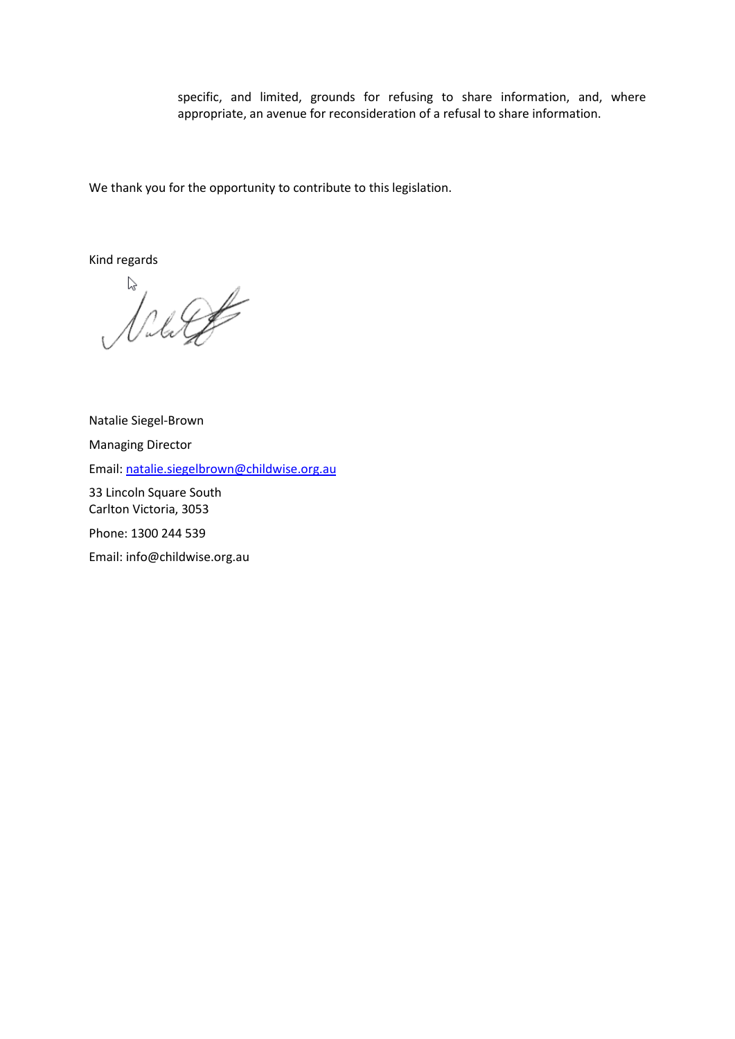specific, and limited, grounds for refusing to share information, and, where appropriate, an avenue for reconsideration of a refusal to share information.

We thank you for the opportunity to contribute to this legislation.

Kind regards

Natalie Siegel-Brown

Managing Director

Email: natalie.siegelbrown@childwise.org.au

33 Lincoln Square South
Carlton Victoria, 3053

Phone: 1300 244 539

Email: info@childwise.org.au